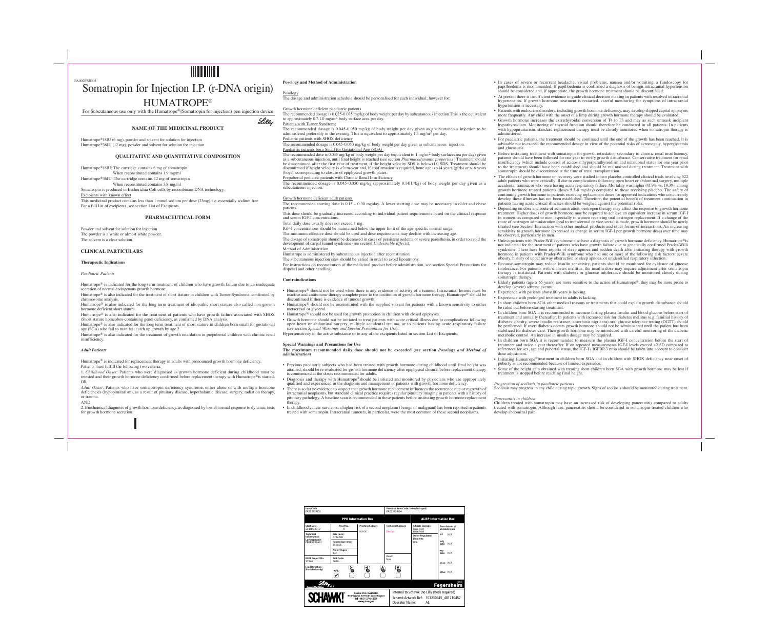PA002FSRI05

# Somatropin for Injection I.P. (r-DNA origin)

# HUMATROPE®

For Subcutaneous use only with the Humatrope®(Somatropin for injection) pen injection device

## NAME OF THE MEDICINAL PRODUCT

Humatrope®18IU (6 mg), powder and solvent for solution for injection
Humatrope®36IU (12 mg), powder and solvent for solution for injection

## QUALITATIVE AND QUANTITATIVE COMPOSITION

Humatrope®18IU: The cartridge contains 6 mg of somatropin.
When reconstituted contains 1.9 mg/ml

Humatrope®36IU: The cartridge contains 12 mg of somatropin
When reconstituted contains 3.8 mg/ml

Somatropin is produced in Escherichia Coli cells by recombinant DNA technology.

Excipients with known effect

This medicinal product contains less than 1 mmol sodium per dose (23mg), i.e. essentially sodium free

For a full list of excipients, see section List of Excipients.

## PHARMACEUTICAL FORM

Powder and solvent for solution for injection
The powder is a white or almost white powder.
The solvent is a clear solution.

## CLINICAL PARTICULARS

### Therapeutic Indications

*Paediatric Patients*

Humatrope® is indicated for the long-term treatment of children who have growth failure due to an inadequate secretion of normal endogenous growth hormone.

Humatrope® is also indicated for the treatment of short stature in children with Turner Syndrome, confirmed by chromosome analysis.

Humatrope® is also indicated for the long term treatment of idiopathic short stature also called non growth hormone deficient short stature.

Humatrope® is also indicated for the treatment of patients who have growth failure associated with SHOX (Short stature homeobox-containing gene) deficiency, as confirmed by DNA analysis.

Humatrope® is also indicated for the long term treatment of short stature in children born small for gestational age (SGA) who fail to manifest catch up growth by age 2.

Humatrope® is also indicated for the treatment of growth retardation in prepubertal children with chronic renal insufficiency.

*Adult Patients*

Humatrope® is indicated for replacement therapy in adults with pronounced growth hormone deficiency.

Patients must fulfill the following two criteria:

1. *Childhood Onset*: Patients who were diagnosed as growth hormone deficient during childhood must be retested and their growth hormone deficiency confirmed before replacement therapy with Humatrope®is started.

OR

*Adult Onset*: Patients who have somatotropin deficiency syndrome, either alone or with multiple hormone deficiencies (hypopituitarism), as a result of pituitary disease, hypothalamic disease, surgery, radiation therapy, or trauma.

AND

2. Biochemical diagnosis of growth hormone deficiency, as diagnosed by low abnormal response to dynamic tests for growth hormone secretion.

### Posology and Method of Administration

Posology

The dosage and administration schedule should be personalised for each individual; however for:

Growth hormone deficient paediatric patients

The recommended dosage is 0.025-0.035 mg/kg of body weight per day by subcutaneous injection.This is the equivalent to approximately 0.7-1.0 mg/m$^2$ body surface area per day.

Patients with Turner Syndrome

The recommended dosage is 0.045-0.050 mg/kg of body weight per day given as a subcutaneous injection to be administered preferably in the evening. This is equivalent to approximately 1.4 mg/m$^2$ per day.

Pediatric patients with SHOX deficiency

The recommended dosage is 0.045-0.050 mg/kg of body weight per day given as subcutaneous injection.

Paediatric patients born Small for Gestational Age (SGA)

The recommended dose is 0.035 mg/kg of body weight per day (equivalent to 1 mg/m$^2$ body surfacearea per day) given as a subcutaneous injection, until final height is reached (see section *Pharmacodynamic properties*).Treatment should be discontinued after the first year of treatment, if the height velocity SDS is below+1.0 SDS. Treatment should be discontinued if height velocity is <2cm/year and, if confirmation is required, bone age is >14 years (girls) or >16 years (boys), corresponding to closure of epiphyseal growth plates.

Prepubertal pediatric patients with Chronic Renal Insufficiency

The recommended dosage is 0.045-0.050 mg/kg (approximately 0.14IU/kg) of body weight per day given as a subcutaneous injection.

Growth hormone deficient adult patients

The recommended starting dose is 0.15 – 0.30 mg/day. A lower starting dose may be necessary in older and obese patients.

This dose should be gradually increased according to individual patient requirements based on the clinical response and serum IGF-I concentrations.

Total daily dose usually does not exceed 1 mg.

IGF-I concentrations should be maintained below the upper limit of the age-specific normal range.

The minimum effective dose should be used and dose requirements may decline with increasing age.

The dosage of somatropin should be decreased in cases of persistent oedema or severe paresthesia, in order to avoid the development of carpal tunnel syndrome (see section *Undesirable Effects*).

Method of Administration

Humatrope is administered by subcutaneous injection after reconstitution

The subcutaneous injection sites should be varied in order to avoid lipoatrophy.

For instructions on reconstitution of the medicinal product before administration, see section Special Precautions for disposal and other handling.

### Contraindications

- Humatrope® should not be used when there is any evidence of activity of a tumour. Intracranial lesions must be inactive and antitumour therapy complete prior to the institution of growth hormone therapy. Humatrope® should be discontinued if there is evidence of tumour growth.
- Humatrope® should not be reconstituted with the supplied solvent for patients with a known sensitivity to either metacresol or glycerol.
- Humatrope® should not be used for growth promotion in children with closed epiphyses.
- Growth hormone should not be initiated to treat patients with acute critical illness due to complications following open heart or abdominal surgery, multiple accidental trauma, or to patients having acute respiratory failure (*see section Special Warnings and Special Precautions for Use*).

Hypersensitivity to the active substance or to any of the excipients listed in section List of Excipients.

### Special Warnings and Precautions for Use

**The maximum recommended daily dose should not be exceeded (see section *Posology and Method of administration*)**

- Previous paediatric subjects who had been treated with growth hormone during childhood until final height was attained, should be re-evaluated for growth hormone deficiency after epiphyseal closure, before replacement therapy is commenced at the doses recommended for adults.
- Diagnosis and therapy with Humatrope®should be initiated and monitored by physicians who are appropriately qualified and experienced in the diagnosis and management of patients with growth hormone deficiency.
- There is so far no evidence to suspect that growth hormone replacement influences the recurrence rate or regrowth of intracranial neoplasms, but standard clinical practice requires regular pituitary imaging in patients with a history of pituitary pathology. A baseline scan is recommended in these patients before instituting growth hormone replacement therapy.
- In childhood cancer survivors, a higher risk of a second neoplasm (benign or malignant) has been reported in patients treated with somatropin. Intracranial tumours, in particular, were the most common of these second neoplasms.
- In cases of severe or recurrent headache, visual problems, nausea and/or vomiting, a fundoscopy for papilloedema is recommended. If papilloedema is confirmed a diagnosis of benign intracranial hypertension should be considered and, if appropriate, the growth hormone treatment should be discontinued.
- At present there is insufficient evidence to guide clinical decision making in patients with resolved intracranial hypertension. If growth hormone treatment is restarted, careful monitoring for symptoms of intracranial hypertension is necessary.
- Patients with endocrine disorders, including growth hormone deficiency, may develop slipped capital epiphyses more frequently. Any child with the onset of a limp during growth hormone therapy should be evaluated.
- Growth hormone increases the extrathyroidal conversion of T4 to T3 and may as such unmask incipient hypothyroidism. Monitoring of thyroid function should therefore be conducted in all patients. In patients with hypopituitarism, standard replacement therapy must be closely monitored when somatropin therapy is administered.
- For paediatric patients, the treatment should be continued until the end of the growth has been reached. It is advisable not to exceed the recommended dosage in view of the potential risks of acromegaly, hyperglycemia and glucosuria.
- Before instituting treatment with somatropin for growth retardation secondary to chronic renal insufficiency, patients should have been followed for one year to verify growth disturbance. Conservative treatment for renal insufficiency (which include control of acidosis, hyperparathyroidism and nutritional status for one year prior to the treatment) should have been established and should be maintained during treatment. Treatment with somatropin should be discontinued at the time of renal transplantation.
- The effects of growth hormone on recovery were studied in two placebo-controlled clinical trials involving 522 adult patients who were critically ill due to complications following open heart or abdominal surgery, multiple accidental trauma, or who were having acute respiratory failure. Mortality was higher (41.9% vs. 19.3%) among growth hormone treated patients (doses 5.3-8 mg/day) compared to those receiving placebo. The safety of continuing growth hormone in patients receiving replacement doses for approved indications who concurrently develop these illnesses has not been established. Therefore, the potential benefit of treatment continuation in patients having acute critical illnesses should be weighed against the potential risks.
- Depending on dose and route of administration, oestrogen therapy may affect the response to growth hormone treatment. Higher doses of growth hormone may be required to achieve an equivalent increase in serum IGF-I in women, as compared to men, especially in women receiving oral oestrogen replacement. If a change of the route of oestrogen administration (oral to transdermal or vice-versa) is made, growth hormone should be newly titrated (see Section Interaction with other medical products and other forms of interaction). An increasing sensitivity to growth hormone (expressed as change in serum IGF-I per growth hormone dose) over time may be observed, particularly in men.
- Unless patients with Prader-Willi syndrome also have a diagnosis of growth hormone deficiency, Humatrope®is not indicated for the treatment of patients who have growth failure due to genetically confirmed Prader-Willi syndrome. There have been reports of sleep apnoea and sudden death after initiating therapy with growth hormone in patients with Prader-Willi syndrome who had one or more of the following risk factors: severe obesity, history of upper airway obstruction or sleep apnoea, or unidentified respiratory infection.
- Because somatropin may reduce insulin sensitivity, patients should be monitored for evidence of glucose intolerance. For patients with diabetes mellitus, the insulin dose may require adjustment after somatropin therapy is instituted. Patients with diabetes or glucose intolerance should be monitored closely during somatropin therapy.
- Elderly patients (age ≥ 65 years) are more sensitive to the action of Humatrope®, they may be more prone to develop (severe) adverse events.
- Experience with patients above 80 years is lacking.
- Experience with prolonged treatment in adults is lacking.
- In short children born SGA other medical reasons or treatments that could explain growth disturbance should be ruled out before starting treatment.
- In children born SGA it is recommended to measure fasting plasma insulin and blood glucose before start of treatment and annually thereafter. In patients with increased risk for diabetes mellitus (e.g. familial history of diabetes, obesity, severe insulin resistance, acanthosis nigricans) oral glucose tolerance testing (OGTT) should be performed. If overt diabetes occurs growth hormone should not be administered until the patient has been stabilized for diabetes care. Then growth hormone may be introduced with careful monitoring of the diabetic metabolic control. An increase in insulin dosage may be required.
- In children born SGA it is recommended to measure the plasma IGF-I concentration before the start of treatment and twice a year thereafter. If on repeated measurements IGF-I levels exceed +2 SD compared to references for sex, age and pubertal status, the IGF-I / IGFBP-3 ratio should be taken into account to consider dose adjustment.
- Initiating Humatrope®treatment in children born SGA and in children with SHOX deficiency near onset of puberty is not recommended because of limited experience.
- Some of the height gain obtained with treating short children born SGA with growth hormone may be lost if treatment is stopped before reaching final height.

*Progression of scoliosis in paediatric patients*

Scoliosis may progress in any child during rapid growth. Signs of scoliosis should be monitored during treatment.

*Pancreatitis in children*

Children treated with somatropin may have an increased risk of developing pancreatitis compared to adults treated with somatropin. Although rare, pancreatitis should be considered in somatropin-treated children who develop abdominal pain.

| Item Code PA002FSRI05 | | | Previous Item Code (to be destroyed) PA002FSRI04 | | |
|---|---|---|---|---|---|
| **PPD Information Box** | | | | **ALRP Information Box** | |
| Start Date 20 DEC 2019 | Proof No.: 1 | Printing Colours BLACK | Technical Colours Die-Cut | Affiliate Barcode: Type: N/A Code: N/A | Translations of Variable Data |
| Technical Information: Layout name FEGPA127A01 | Size (mm): 474x280 | | | Other Regulated Elements N/A | lot: N/A |
| | Folded Size (mm): 158x56 | | | | mfg date: N/A |
| | No. of Pages: 1/2 | | | | exp date: N/A |
| BLUE Project No. 37548 | Sick Code 3639 | | Overt N/A | | price: N/A |
| Feed Direction: (For labels only) | N/A | | | | other: N/A |
| | | | | | Site: Fegersheim |
| SCHAWK! | Riverside Drive, Cleckheaton, West Yorkshire, BD19 4DH. United Kingdom Tel: +44 (0) 1274 464 8000 www.schawk.com | | Internal to Schawk (no Lilly check required) Schawk Artwork Ref: 103230445_401710457 Operator Name: AL | | |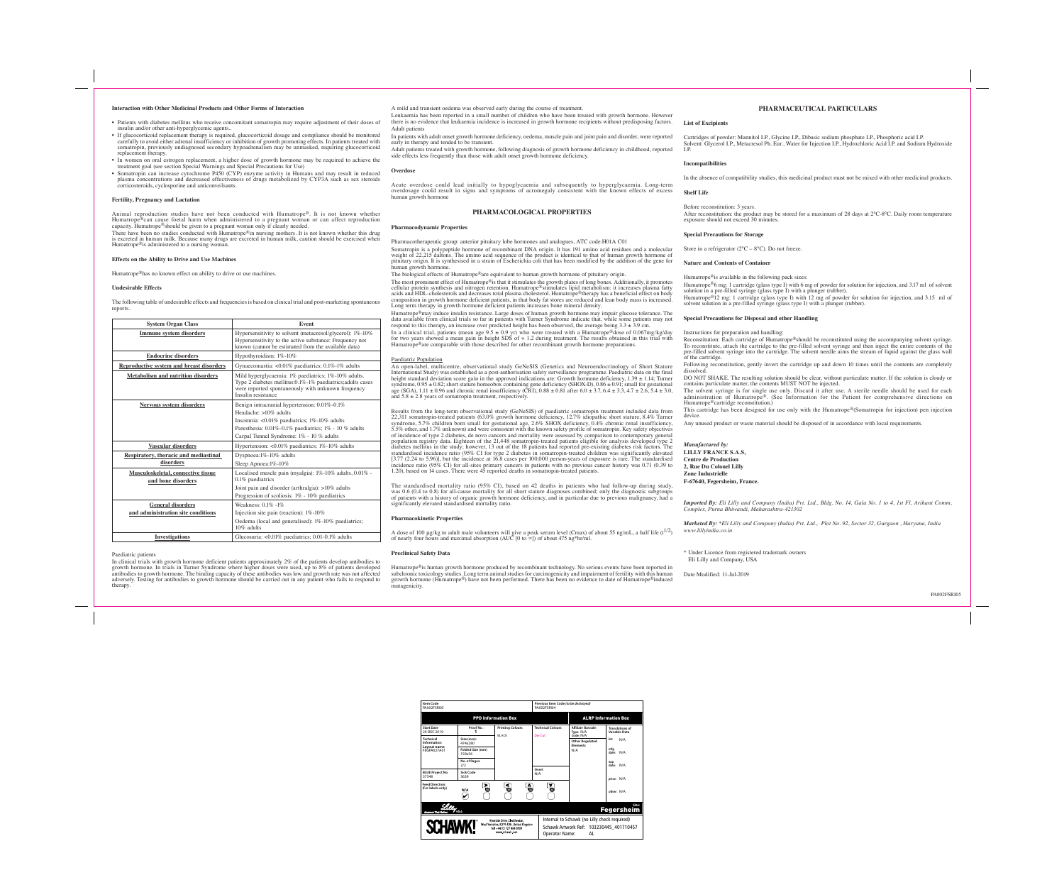### Interaction with Other Medicinal Products and Other Forms of Interaction

- Patients with diabetes mellitus who receive concomitant somatropin may require adjustment of their doses of insulin and/or other anti-hyperglycemic agents..
- If glucocorticoid replacement therapy is required, glucocorticoid dosage and compliance should be monitored carefully to avoid either adrenal insufficiency or inhibition of growth promoting effects. In patients treated with somatropin, previously undiagnosed secondary hypoadrenalism may be unmasked, requiring glucocorticoid replacement therapy.
- In women on oral estrogen replacement, a higher dose of growth hormone may be required to achieve the treatment goal (see section Special Warnings and Special Precautions for Use)
- Somatropin can increase cytochrome P450 (CYP) enzyme activity in Humans and may result in reduced plasma concentrations and decreased effectiveness of drugs metabolized by CYP3A such as sex steroids corticosteroids, cyclosporine and anticonvulsants.

### Fertility, Pregnancy and Lactation

Animal reproduction studies have not been conducted with Humatrope®. It is not known whether Humatrope®can cause foetal harm when administered to a pregnant woman or can affect reproduction capacity. Humatrope®should be given to a pregnant woman only if clearly needed.

There have been no studies conducted with Humatrope®in nursing mothers. It is not known whether this drug is excreted in human milk. Because many drugs are excreted in human milk, caution should be exercised when Humatrope®is administered to a nursing woman.

### Effects on the Ability to Drive and Use Machines

Humatrope®has no known effect on ability to drive or use machines.

### Undesirable Effects

The following table of undesirable effects and frequencies is based on clinical trial and post-marketing spontaneous reports.

| System Organ Class | Event |
|---|---|
| Immune system disorders | Hypersensitivity to solvent (metacresol/glycerol): 1%-10%<br>Hypersensitivity to the active substance: Frequency not known (cannot be estimated from the available data) |
| Endocrine disorders | Hypothyroidism: 1%-10% |
| Reproductive system and breast disorders | Gynaecomastia: <0.01% paediatrics; 0.1%-1% adults |
| Metabolism and nutrition disorders | Mild hyperglycaemia: 1% paediatrics; 1%-10% adults.<br>Type 2 diabetes mellitus:0.1%-1% paediatrics;adults cases were reported spontaneously with unknown frequency<br>Insulin resistance |
| Nervous system disorders | Benign intracranial hypertension: 0.01%-0.1%<br>Headache: >10% adults<br>Insomnia: <0.01% paediatrics; 1%-10% adults<br>Paresthesia: 0.01%-0.1% paediatrics; 1% - 10 % adults<br>Carpal Tunnel Syndrome: 1% - 10 % adults |
| Vascular disorders | Hypertension: <0.01% paediatrics; 1%-10% adults |
| Respiratory, thoracic and mediastinal disorders | Dyspnoea:1%-10% adults<br>Sleep Apnoea:1%-10% |
| Musculoskeletal, connective tissue and bone disorders | Localised muscle pain (myalgia): 1%-10% adults, 0.01% - 0.1% paediatrics<br>Joint pain and disorder (arthralgia): >10% adults<br>Progression of scoliosis: 1% - 10% paediatrics |
| General disorders and administration site conditions | Weakness: 0.1% -1%<br>Injection site pain (reaction): 1%-10%<br>Oedema (local and generalised): 1%-10% paediatrics; 10% adults |
| Investigations | Glucosuria: <0.01% paediatrics; 0.01-0.1% adults |

Paediatric patients

In clinical trials with growth hormone deficient patients approximately 2% of the patients develop antibodies to growth hormone. In trials in Turner Syndrome where higher doses were used, up to 8% of patients developed antibodies to growth hormone. The binding capacity of these antibodies was low and growth rate was not affected adversely. Testing for antibodies to growth hormone should be carried out in any patient who fails to respond to therapy.

A mild and transient oedema was observed early during the course of treatment.

Leukaemia has been reported in a small number of children who have been treated with growth hormone. However there is no evidence that leukaemia incidence is increased in growth hormone recipients without predisposing factors.

Adult patients

In patients with adult onset growth hormone deficiency, oedema, muscle pain and joint pain and disorder, were reported early in therapy and tended to be transient.

Adult patients treated with growth hormone, following diagnosis of growth hormone deficiency in childhood, reported side effects less frequently than those with adult onset growth hormone deficiency.

### Overdose

Acute overdose could lead initially to hypoglycaemia and subsequently to hyperglycaemia. Long-term overdosage could result in signs and symptoms of acromegaly consistent with the known effects of excess human growth hormone

## PHARMACOLOGICAL PROPERTIES

### Pharmacodynamic Properties

Pharmacotherapeutic group: anterior pituitary lobe hormones and analogues, ATC code:H01A C01

Somatropin is a polypeptide hormone of recombinant DNA origin. It has 191 amino acid residues and a molecular weight of 22,215 daltons. The amino acid sequence of the product is identical to that of human growth hormone of pituitary origin. It is synthesised in a strain of Escherichia coli that has been modified by the addition of the gene for human growth hormone.

The biological effects of Humatrope®are equivalent to human growth hormone of pituitary origin.

The most prominent effect of Humatrope®is that it stimulates the growth plates of long bones. Additionally, it promotes cellular protein synthesis and nitrogen retention. Humatrope®stimulates lipid metabolism: it increases plasma fatty acids and HDL-cholesterols and decreases total plasma cholesterol. Humatrope®therapy has a beneficial effect on body composition in growth hormone deficient patients, in that body fat stores are reduced and lean body mass is increased. Long term therapy in growth hormone deficient patients increases bone mineral density.

Humatrope®may induce insulin resistance. Large doses of human growth hormone may impair glucose tolerance. The data available from clinical trials so far in patients with Turner Syndrome indicate that, while some patients may not respond to this therapy, an increase over predicted height has been observed, the average being 3.3 ± 3.9 cm.

In a clinical trial, patients (mean age 9.5 ± 0.9 yr) who were treated with a Humatrope®dose of 0.067mg/kg/day for two years showed a mean gain in height SDS of + 1.2 during treatment. The results obtained in this trial with Humatrope®are comparable with those described for other recombinant growth hormone preparations.

Paediatric Population

An open-label, multicentre, observational study GeNeSIS (Genetics and Neuroendocrinology of Short Stature International Study) was established as a post-authorisation safety surveillance programme. Paediatric data on the final height standard deviation score gain in the approved indications are: Growth hormone deficiency, 1.39 ± 1.14; Turner syndrome, 0.95 ± 0.82; short stature homeobox containing gene deficiency (SHOX-D), 0.86 ± 0.91; small for gestational age (SGA), 1.11 ± 0.96 and chronic renal insufficiency (CRI), 0.88 ± 0.81 after 6.0 ± 3.7, 6.4 ± 3.3, 4.7 ± 2.6, 5.4 ± 3.0, and 5.8 ± 2.8 years of somatropin treatment, respectively.

Results from the long-term observational study (GeNeSIS) of paediatric somatropin treatment included data from 22,311 somatropin-treated patients (63.0% growth hormone deficiency, 12.7% idiopathic short stature, 8.4% Turner syndrome, 5.7% children born small for gestational age, 2.6% SHOX deficiency, 0.4% chronic renal insufficiency, 5.5% other, and 1.7% unknown) and were consistent with the known safety profile of somatropin. Key safety objectives of incidence of type 2 diabetes, de novo cancers and mortality were assessed by comparison to contemporary general population registry data. Eighteen of the 21,448 somatropin-treated patients eligible for analysis developed type 2 diabetes mellitus in the study; however, 13 out of the 18 patients had reported pre-existing diabetes risk factors. The standardised incidence ratio (95% CI for type 2 diabetes in somatropin-treated children was significantly elevated [3.77 (2.24 to 5.96)], but the incidence at 16.8 cases per 100,000 person-years of exposure is rare. The standardised incidence ratio (95% CI) for all-sites primary cancers in patients with no previous cancer history was 0.71 (0.39 to 1.20), based on 14 cases. There were 45 reported deaths in somatropin-treated patients.

The standardised mortality ratio (95% CI), based on 42 deaths in patients who had follow-up during study, was 0.6 (0.4 to 0.8) for all-cause mortality for all short stature diagnoses combined; only the diagnostic subgroups of patients with a history of organic growth hormone deficiency, and in particular due to previous malignancy, had a significantly elevated standardised mortality ratio.

### Pharmacokinetic Properties

A dose of 100 µg/kg to adult male volunteers will give a peak serum level (Cmax) of about 55 ng/mL, a half life ($t^{1/2}$) of nearly four hours and maximal absorption (AUC [0 to ∞]) of about 475 ng*hr/ml.

### Preclinical Safety Data

Humatrope®is human growth hormone produced by recombinant technology. No serious events have been reported in subchronic toxicology studies. Long term animal studies for carcinogenicity and impairment of fertility with this human growth hormone (Humatrope®) have not been performed. There has been no evidence to date of Humatrope®induced mutagenicity.

## PHARMACEUTICAL PARTICULARS

### List of Excipients

Cartridges of powder: Mannitol I.P., Glycine I.P., Dibasic sodium phosphate I.P., Phosphoric acid I.P.
Solvent: Glycerol I.P., Metacresol Ph. Eur., Water for Injection I.P., Hydrochloric Acid I.P. and Sodium Hydroxide I.P.

### Incompatibilities

In the absence of compatibility studies, this medicinal product must not be mixed with other medicinal products.

### Shelf Life

Before reconstitution: 3 years.

After reconstitution: the product may be stored for a maximum of 28 days at 2°C-8°C. Daily room temperature exposure should not exceed 30 minutes.

### Special Precautions for Storage

Store in a refrigerator (2°C – 8°C). Do not freeze.

### Nature and Contents of Container

Humatrope®is available in the following pack sizes:

Humatrope®6 mg: 1 cartridge (glass type I) with 6 mg of powder for solution for injection, and 3.17 ml of solvent solution in a pre-filled syringe (glass type I) with a plunger (rubber).

Humatrope®12 mg: 1 cartridge (glass type I) with 12 mg of powder for solution for injection, and 3.15 ml of solvent solution in a pre-filled syringe (glass type I) with a plunger (rubber).

### Special Precautions for Disposal and other Handling

Instructions for preparation and handling:

Reconstitution: Each cartridge of Humatrope®should be reconstituted using the accompanying solvent syringe. To reconstitute, attach the cartridge to the pre-filled solvent syringe and then inject the entire contents of the pre-filled solvent syringe into the cartridge. The solvent needle aims the stream of liquid against the glass wall of the cartridge.

Following reconstitution, gently invert the cartridge up and down 10 times until the contents are completely dissolved.

DO NOT SHAKE. The resulting solution should be clear, without particulate matter. If the solution is cloudy or contains particulate matter, the contents MUST NOT be injected.

The solvent syringe is for single use only. Discard it after use. A sterile needle should be used for each administration of Humatrope®. (See Information for the Patient for comprehensive directions on Humatrope®cartridge reconstitution.)

This cartridge has been designed for use only with the Humatrope®(Somatropin for injection) pen injection device.

Any unused product or waste material should be disposed of in accordance with local requirements.

*Manufactured by:*
**LILLY FRANCE S.A.S,**
**Centre de Production**
**2, Rue Du Colonel Lilly**
**Zone Industrielle**
**F-67640, Fegersheim, France.**

*Imported By: Eli Lilly and Company (India) Pvt. Ltd., Bldg. No. 14, Gala No. 1 to 4, 1st Fl, Arihant Comm. Complex, Purna Bhiwandi, Maharashtra-421302*

*Marketed By: \*Eli Lilly and Company (India) Pvt. Ltd., Plot No. 92, Sector 32, Gurgaon , Haryana, India www.lillyindia.co.in*

\* Under Licence from registered trademark owners
Eli Lilly and Company, USA

Date Modified: 11-Jul-2019

PA002FSRI05